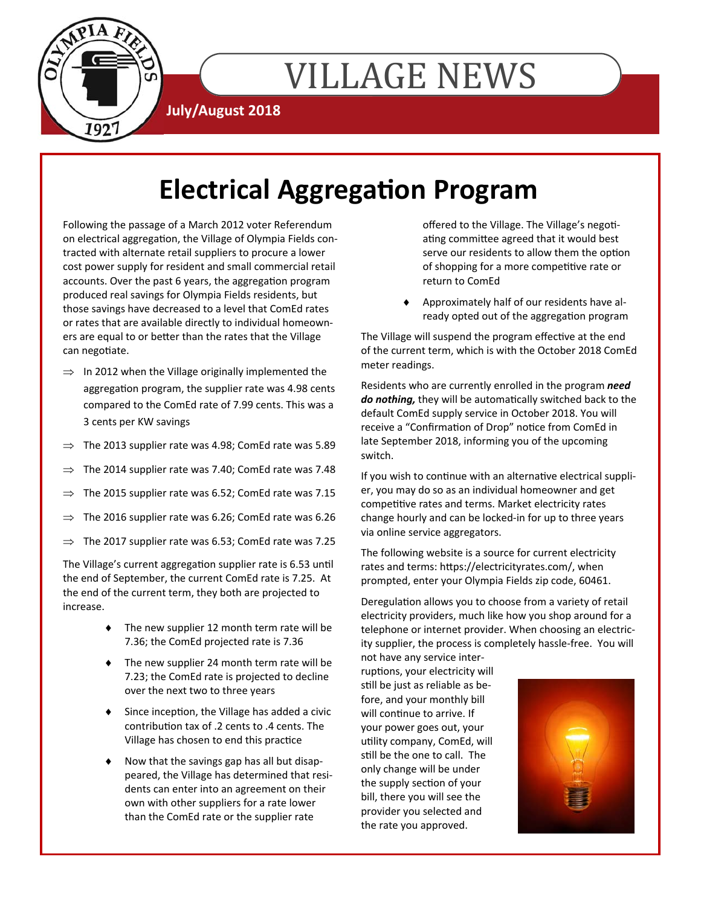# VILLAGE NEWS

**July/August 2018**

## Electrical Aggregation Program

Following the passage of a March 2012 voter Referendum on electrical aggregation, the Village of Olympia Fields contracted with alternate retail suppliers to procure a lower cost power supply for resident and small commercial retail accounts. Over the past 6 years, the aggregation program produced real savings for Olympia Fields residents, but those savings have decreased to a level that ComEd rates or rates that are available directly to individual homeowners are equal to or better than the rates that the Village can negotiate.

- ⇒ In 2012 when the Village originally implemented the aggregation program, the supplier rate was 4.98 cents compared to the ComEd rate of 7.99 cents. This was a 3 cents per KW savings
- ⇒ The 2013 supplier rate was 4.98; ComEd rate was 5.89
- ⇒ The 2014 supplier rate was 7.40; ComEd rate was 7.48
- ⇒ The 2015 supplier rate was 6.52; ComEd rate was 7.15
- ⇒ The 2016 supplier rate was 6.26; ComEd rate was 6.26
- ⇒ The 2017 supplier rate was 6.53; ComEd rate was 7.25

The Village's current aggregation supplier rate is 6.53 until the end of September, the current ComEd rate is 7.25. At the end of the current term, they both are projected to increase.

- The new supplier 12 month term rate will be 7.36; the ComEd projected rate is 7.36
- The new supplier 24 month term rate will be 7.23; the ComEd rate is projected to decline over the next two to three years
- Since inception, the Village has added a civic contribution tax of .2 cents to .4 cents. The Village has chosen to end this practice
- Now that the savings gap has all but disappeared, the Village has determined that residents can enter into an agreement on their own with other suppliers for a rate lower than the ComEd rate or the supplier rate offered to the Village. The Village's negotiating committee agreed that it would best serve our residents to allow them the option of shopping for a more competitive rate or return to ComEd
- Approximately half of our residents have already opted out of the aggregation program

The Village will suspend the program effective at the end of the current term, which is with the October 2018 ComEd meter readings.

Residents who are currently enrolled in the program ***need do nothing,*** they will be automatically switched back to the default ComEd supply service in October 2018. You will receive a "Confirmation of Drop" notice from ComEd in late September 2018, informing you of the upcoming switch.

If you wish to continue with an alternative electrical supplier, you may do so as an individual homeowner and get competitive rates and terms. Market electricity rates change hourly and can be locked-in for up to three years via online service aggregators.

The following website is a source for current electricity rates and terms: https://electricityrates.com/, when prompted, enter your Olympia Fields zip code, 60461.

Deregulation allows you to choose from a variety of retail electricity providers, much like how you shop around for a telephone or internet provider. When choosing an electricity supplier, the process is completely hassle-free. You will not have any service interruptions, your electricity will still be just as reliable as before, and your monthly bill will continue to arrive. If your power goes out, your utility company, ComEd, will still be the one to call. The only change will be under the supply section of your bill, there you will see the provider you selected and the rate you approved.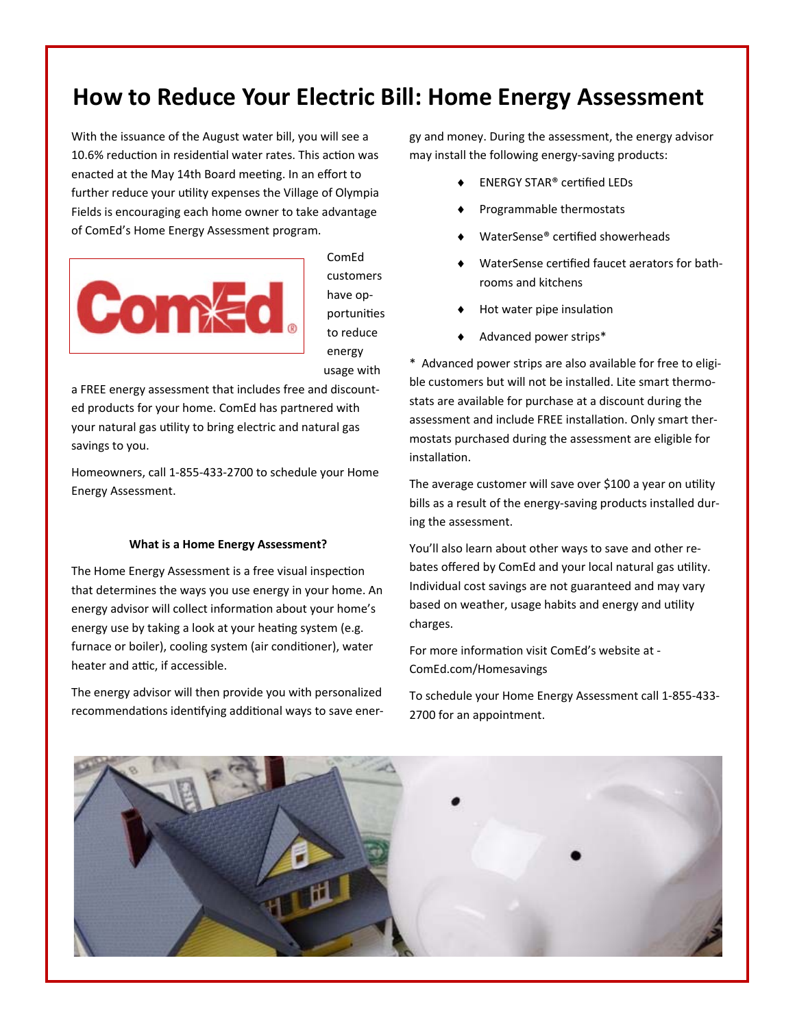# How to Reduce Your Electric Bill: Home Energy Assessment

With the issuance of the August water bill, you will see a 10.6% reduction in residential water rates. This action was enacted at the May 14th Board meeting. In an effort to further reduce your utility expenses the Village of Olympia Fields is encouraging each home owner to take advantage of ComEd's Home Energy Assessment program.

ComEd customers have opportunities to reduce energy usage with a FREE energy assessment that includes free and discounted products for your home. ComEd has partnered with your natural gas utility to bring electric and natural gas savings to you.

Homeowners, call 1-855-433-2700 to schedule your Home Energy Assessment.

### What is a Home Energy Assessment?

The Home Energy Assessment is a free visual inspection that determines the ways you use energy in your home. An energy advisor will collect information about your home's energy use by taking a look at your heating system (e.g. furnace or boiler), cooling system (air conditioner), water heater and attic, if accessible.

The energy advisor will then provide you with personalized recommendations identifying additional ways to save energy and money. During the assessment, the energy advisor may install the following energy-saving products:

- ENERGY STAR® certified LEDs
- Programmable thermostats
- WaterSense® certified showerheads
- WaterSense certified faucet aerators for bathrooms and kitchens
- Hot water pipe insulation
- Advanced power strips*

\* Advanced power strips are also available for free to eligible customers but will not be installed. Lite smart thermostats are available for purchase at a discount during the assessment and include FREE installation. Only smart thermostats purchased during the assessment are eligible for installation.

The average customer will save over $100 a year on utility bills as a result of the energy-saving products installed during the assessment.

You'll also learn about other ways to save and other rebates offered by ComEd and your local natural gas utility. Individual cost savings are not guaranteed and may vary based on weather, usage habits and energy and utility charges.

For more information visit ComEd's website at - ComEd.com/Homesavings

To schedule your Home Energy Assessment call 1-855-433-2700 for an appointment.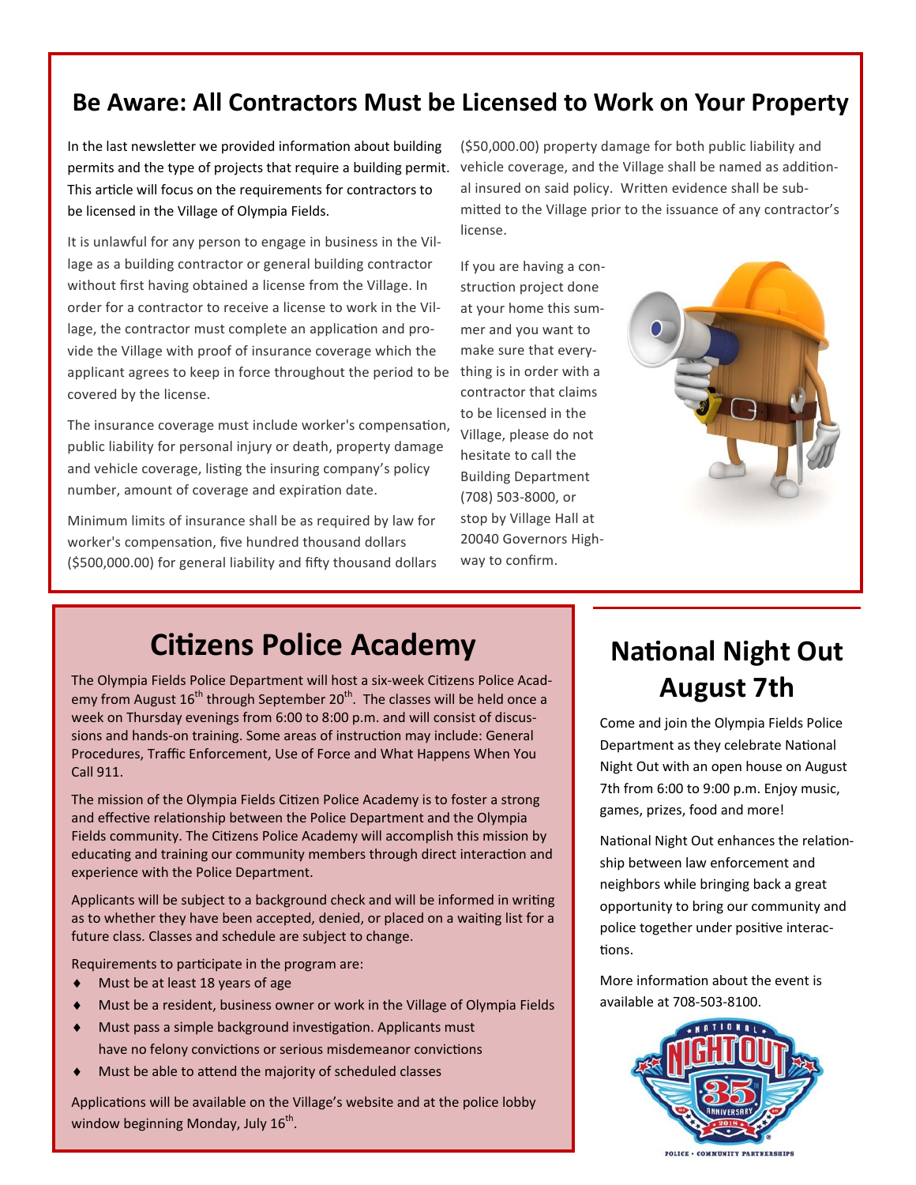## Be Aware: All Contractors Must be Licensed to Work on Your Property

In the last newsletter we provided information about building permits and the type of projects that require a building permit. This article will focus on the requirements for contractors to be licensed in the Village of Olympia Fields.

It is unlawful for any person to engage in business in the Village as a building contractor or general building contractor without first having obtained a license from the Village. In order for a contractor to receive a license to work in the Village, the contractor must complete an application and provide the Village with proof of insurance coverage which the applicant agrees to keep in force throughout the period to be covered by the license.

The insurance coverage must include worker's compensation, public liability for personal injury or death, property damage and vehicle coverage, listing the insuring company's policy number, amount of coverage and expiration date.

Minimum limits of insurance shall be as required by law for worker's compensation, five hundred thousand dollars ($500,000.00) for general liability and fifty thousand dollars ($50,000.00) property damage for both public liability and vehicle coverage, and the Village shall be named as additional insured on said policy. Written evidence shall be submitted to the Village prior to the issuance of any contractor's license.

If you are having a construction project done at your home this summer and you want to make sure that everything is in order with a contractor that claims to be licensed in the Village, please do not hesitate to call the Building Department (708) 503-8000, or stop by Village Hall at 20040 Governors Highway to confirm.

## Citizens Police Academy

The Olympia Fields Police Department will host a six-week Citizens Police Academy from August 16th through September 20th. The classes will be held once a week on Thursday evenings from 6:00 to 8:00 p.m. and will consist of discussions and hands-on training. Some areas of instruction may include: General Procedures, Traffic Enforcement, Use of Force and What Happens When You Call 911.

The mission of the Olympia Fields Citizen Police Academy is to foster a strong and effective relationship between the Police Department and the Olympia Fields community. The Citizens Police Academy will accomplish this mission by educating and training our community members through direct interaction and experience with the Police Department.

Applicants will be subject to a background check and will be informed in writing as to whether they have been accepted, denied, or placed on a waiting list for a future class. Classes and schedule are subject to change.

Requirements to participate in the program are:

- Must be at least 18 years of age
- Must be a resident, business owner or work in the Village of Olympia Fields
- Must pass a simple background investigation. Applicants must have no felony convictions or serious misdemeanor convictions
- Must be able to attend the majority of scheduled classes

Applications will be available on the Village's website and at the police lobby window beginning Monday, July 16th.

## National Night Out August 7th

Come and join the Olympia Fields Police Department as they celebrate National Night Out with an open house on August 7th from 6:00 to 9:00 p.m. Enjoy music, games, prizes, food and more!

National Night Out enhances the relationship between law enforcement and neighbors while bringing back a great opportunity to bring our community and police together under positive interactions.

More information about the event is available at 708-503-8100.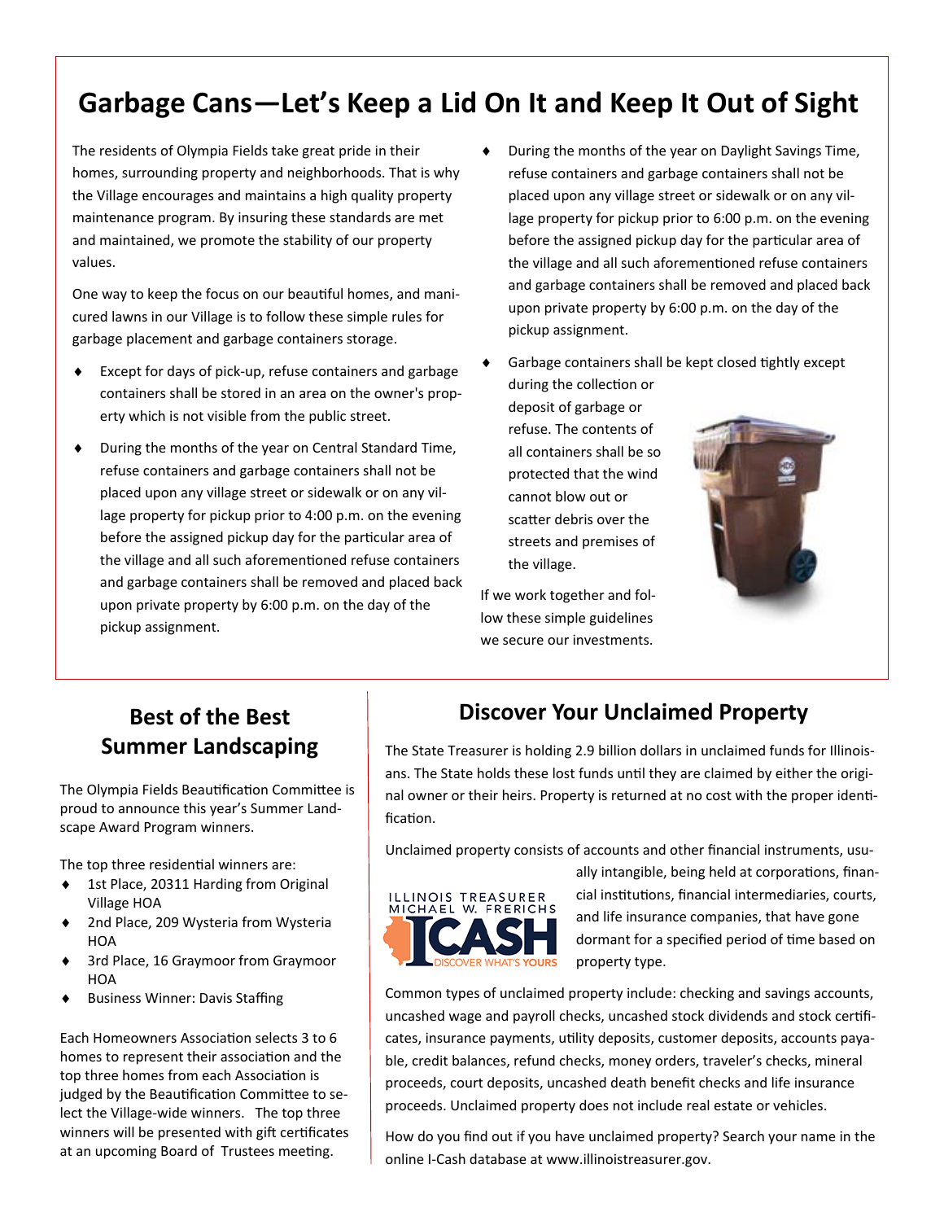# Garbage Cans—Let's Keep a Lid On It and Keep It Out of Sight

The residents of Olympia Fields take great pride in their homes, surrounding property and neighborhoods. That is why the Village encourages and maintains a high quality property maintenance program. By insuring these standards are met and maintained, we promote the stability of our property values.

One way to keep the focus on our beautiful homes, and manicured lawns in our Village is to follow these simple rules for garbage placement and garbage containers storage.

- Except for days of pick-up, refuse containers and garbage containers shall be stored in an area on the owner's property which is not visible from the public street.
- During the months of the year on Central Standard Time, refuse containers and garbage containers shall not be placed upon any village street or sidewalk or on any village property for pickup prior to 4:00 p.m. on the evening before the assigned pickup day for the particular area of the village and all such aforementioned refuse containers and garbage containers shall be removed and placed back upon private property by 6:00 p.m. on the day of the pickup assignment.
- During the months of the year on Daylight Savings Time, refuse containers and garbage containers shall not be placed upon any village street or sidewalk or on any village property for pickup prior to 6:00 p.m. on the evening before the assigned pickup day for the particular area of the village and all such aforementioned refuse containers and garbage containers shall be removed and placed back upon private property by 6:00 p.m. on the day of the pickup assignment.
- Garbage containers shall be kept closed tightly except during the collection or deposit of garbage or refuse. The contents of all containers shall be so protected that the wind cannot blow out or scatter debris over the streets and premises of the village.

If we work together and follow these simple guidelines we secure our investments.

## Best of the Best Summer Landscaping

The Olympia Fields Beautification Committee is proud to announce this year's Summer Landscape Award Program winners.

The top three residential winners are:

- 1st Place, 20311 Harding from Original Village HOA
- 2nd Place, 209 Wysteria from Wysteria HOA
- 3rd Place, 16 Graymoor from Graymoor HOA
- Business Winner: Davis Staffing

Each Homeowners Association selects 3 to 6 homes to represent their association and the top three homes from each Association is judged by the Beautification Committee to select the Village-wide winners. The top three winners will be presented with gift certificates at an upcoming Board of Trustees meeting.

## Discover Your Unclaimed Property

The State Treasurer is holding 2.9 billion dollars in unclaimed funds for Illinoisans. The State holds these lost funds until they are claimed by either the original owner or their heirs. Property is returned at no cost with the proper identification.

Unclaimed property consists of accounts and other financial instruments, usually intangible, being held at corporations, financial institutions, financial intermediaries, courts, and life insurance companies, that have gone dormant for a specified period of time based on property type.

ILLINOIS TREASURER MICHAEL W. FRERICHS
I-CASH
DISCOVER WHAT'S YOURS

Common types of unclaimed property include: checking and savings accounts, uncashed wage and payroll checks, uncashed stock dividends and stock certificates, insurance payments, utility deposits, customer deposits, accounts payable, credit balances, refund checks, money orders, traveler's checks, mineral proceeds, court deposits, uncashed death benefit checks and life insurance proceeds. Unclaimed property does not include real estate or vehicles.

How do you find out if you have unclaimed property? Search your name in the online I-Cash database at www.illinoistreasurer.gov.